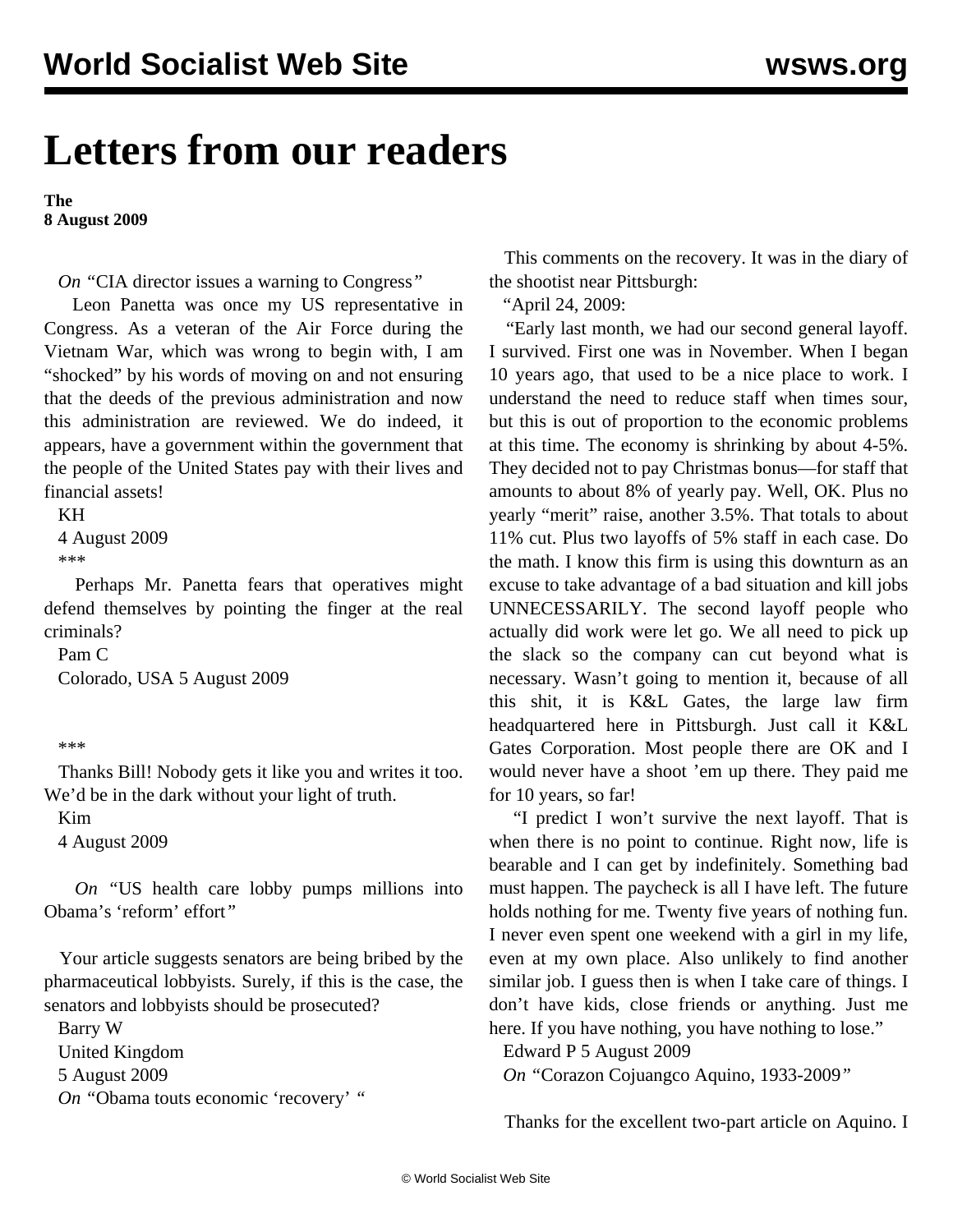# Letters from our readers

**The**
**8 August 2009**

*On* "CIA director issues a warning to Congress*"*

Leon Panetta was once my US representative in Congress. As a veteran of the Air Force during the Vietnam War, which was wrong to begin with, I am "shocked" by his words of moving on and not ensuring that the deeds of the previous administration and now this administration are reviewed. We do indeed, it appears, have a government within the government that the people of the United States pay with their lives and financial assets!

KH

4 August 2009

\*\*\*

Perhaps Mr. Panetta fears that operatives might defend themselves by pointing the finger at the real criminals?

Pam C

Colorado, USA 5 August 2009

\*\*\*

Thanks Bill! Nobody gets it like you and writes it too. We'd be in the dark without your light of truth.

Kim

4 August 2009

*On* "US health care lobby pumps millions into Obama's 'reform' effort*"*

Your article suggests senators are being bribed by the pharmaceutical lobbyists. Surely, if this is the case, the senators and lobbyists should be prosecuted?

Barry W

United Kingdom

5 August 2009

*On* "Obama touts economic 'recovery' *"*

This comments on the recovery. It was in the diary of the shootist near Pittsburgh:

"April 24, 2009:

"Early last month, we had our second general layoff. I survived. First one was in November. When I began 10 years ago, that used to be a nice place to work. I understand the need to reduce staff when times sour, but this is out of proportion to the economic problems at this time. The economy is shrinking by about 4-5%. They decided not to pay Christmas bonus—for staff that amounts to about 8% of yearly pay. Well, OK. Plus no yearly "merit" raise, another 3.5%. That totals to about 11% cut. Plus two layoffs of 5% staff in each case. Do the math. I know this firm is using this downturn as an excuse to take advantage of a bad situation and kill jobs UNNECESSARILY. The second layoff people who actually did work were let go. We all need to pick up the slack so the company can cut beyond what is necessary. Wasn't going to mention it, because of all this shit, it is K&L Gates, the large law firm headquartered here in Pittsburgh. Just call it K&L Gates Corporation. Most people there are OK and I would never have a shoot 'em up there. They paid me for 10 years, so far!

"I predict I won't survive the next layoff. That is when there is no point to continue. Right now, life is bearable and I can get by indefinitely. Something bad must happen. The paycheck is all I have left. The future holds nothing for me. Twenty five years of nothing fun. I never even spent one weekend with a girl in my life, even at my own place. Also unlikely to find another similar job. I guess then is when I take care of things. I don't have kids, close friends or anything. Just me here. If you have nothing, you have nothing to lose."

Edward P 5 August 2009

*On* "Corazon Cojuangco Aquino, 1933-2009*"*

Thanks for the excellent two-part article on Aquino. I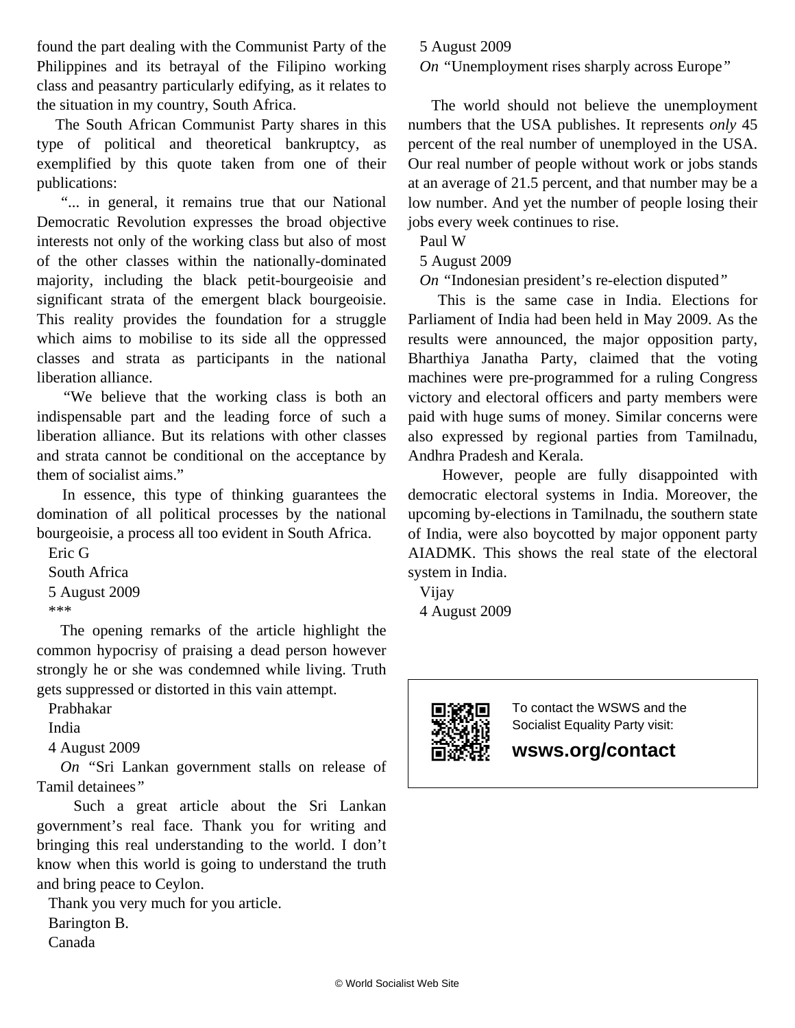found the part dealing with the Communist Party of the Philippines and its betrayal of the Filipino working class and peasantry particularly edifying, as it relates to the situation in my country, South Africa.

The South African Communist Party shares in this type of political and theoretical bankruptcy, as exemplified by this quote taken from one of their publications:

"... in general, it remains true that our National Democratic Revolution expresses the broad objective interests not only of the working class but also of most of the other classes within the nationally-dominated majority, including the black petit-bourgeoisie and significant strata of the emergent black bourgeoisie. This reality provides the foundation for a struggle which aims to mobilise to its side all the oppressed classes and strata as participants in the national liberation alliance.

"We believe that the working class is both an indispensable part and the leading force of such a liberation alliance. But its relations with other classes and strata cannot be conditional on the acceptance by them of socialist aims."

In essence, this type of thinking guarantees the domination of all political processes by the national bourgeoisie, a process all too evident in South Africa.

Eric G

South Africa

5 August 2009

***

The opening remarks of the article highlight the common hypocrisy of praising a dead person however strongly he or she was condemned while living. Truth gets suppressed or distorted in this vain attempt.

Prabhakar

India

4 August 2009

*On* "Sri Lankan government stalls on release of Tamil detainees"

Such a great article about the Sri Lankan government's real face. Thank you for writing and bringing this real understanding to the world. I don't know when this world is going to understand the truth and bring peace to Ceylon.

Thank you very much for you article.

Barington B.

Canada

5 August 2009

*On* "Unemployment rises sharply across Europe"

The world should not believe the unemployment numbers that the USA publishes. It represents *only* 45 percent of the real number of unemployed in the USA. Our real number of people without work or jobs stands at an average of 21.5 percent, and that number may be a low number. And yet the number of people losing their jobs every week continues to rise.

Paul W

5 August 2009

*On* "Indonesian president's re-election disputed"

This is the same case in India. Elections for Parliament of India had been held in May 2009. As the results were announced, the major opposition party, Bharthiya Janatha Party, claimed that the voting machines were pre-programmed for a ruling Congress victory and electoral officers and party members were paid with huge sums of money. Similar concerns were also expressed by regional parties from Tamilnadu, Andhra Pradesh and Kerala.

However, people are fully disappointed with democratic electoral systems in India. Moreover, the upcoming by-elections in Tamilnadu, the southern state of India, were also boycotted by major opponent party AIADMK. This shows the real state of the electoral system in India.

Vijay

4 August 2009

To contact the WSWS and the Socialist Equality Party visit:

**wsws.org/contact**